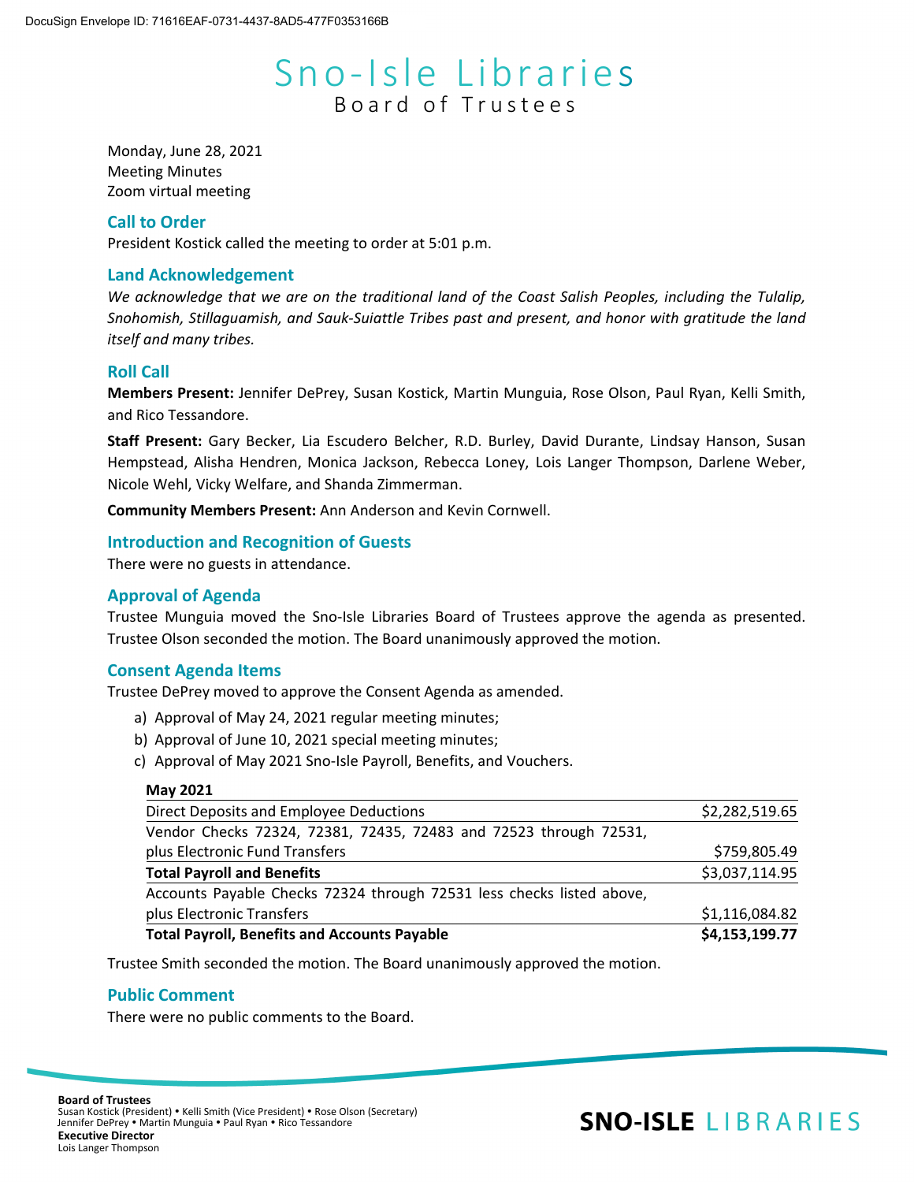# Sno-Isle Libraries

## Board of Trustees

Monday, June 28, 2021
Meeting Minutes
Zoom virtual meeting

### Call to Order

President Kostick called the meeting to order at 5:01 p.m.

### Land Acknowledgement

*We acknowledge that we are on the traditional land of the Coast Salish Peoples, including the Tulalip, Snohomish, Stillaguamish, and Sauk-Suiattle Tribes past and present, and honor with gratitude the land itself and many tribes.*

### Roll Call

**Members Present:** Jennifer DePrey, Susan Kostick, Martin Munguia, Rose Olson, Paul Ryan, Kelli Smith, and Rico Tessandore.

**Staff Present:** Gary Becker, Lia Escudero Belcher, R.D. Burley, David Durante, Lindsay Hanson, Susan Hempstead, Alisha Hendren, Monica Jackson, Rebecca Loney, Lois Langer Thompson, Darlene Weber, Nicole Wehl, Vicky Welfare, and Shanda Zimmerman.

**Community Members Present:** Ann Anderson and Kevin Cornwell.

### Introduction and Recognition of Guests

There were no guests in attendance.

### Approval of Agenda

Trustee Munguia moved the Sno-Isle Libraries Board of Trustees approve the agenda as presented. Trustee Olson seconded the motion. The Board unanimously approved the motion.

### Consent Agenda Items

Trustee DePrey moved to approve the Consent Agenda as amended.

a) Approval of May 24, 2021 regular meeting minutes;
b) Approval of June 10, 2021 special meeting minutes;
c) Approval of May 2021 Sno-Isle Payroll, Benefits, and Vouchers.

| May 2021 | |
|---|---|
| Direct Deposits and Employee Deductions | $2,282,519.65 |
| Vendor Checks 72324, 72381, 72435, 72483 and 72523 through 72531, plus Electronic Fund Transfers | $759,805.49 |
| **Total Payroll and Benefits** | $3,037,114.95 |
| Accounts Payable Checks 72324 through 72531 less checks listed above, plus Electronic Transfers | $1,116,084.82 |
| **Total Payroll, Benefits and Accounts Payable** | **$4,153,199.77** |

Trustee Smith seconded the motion. The Board unanimously approved the motion.

### Public Comment

There were no public comments to the Board.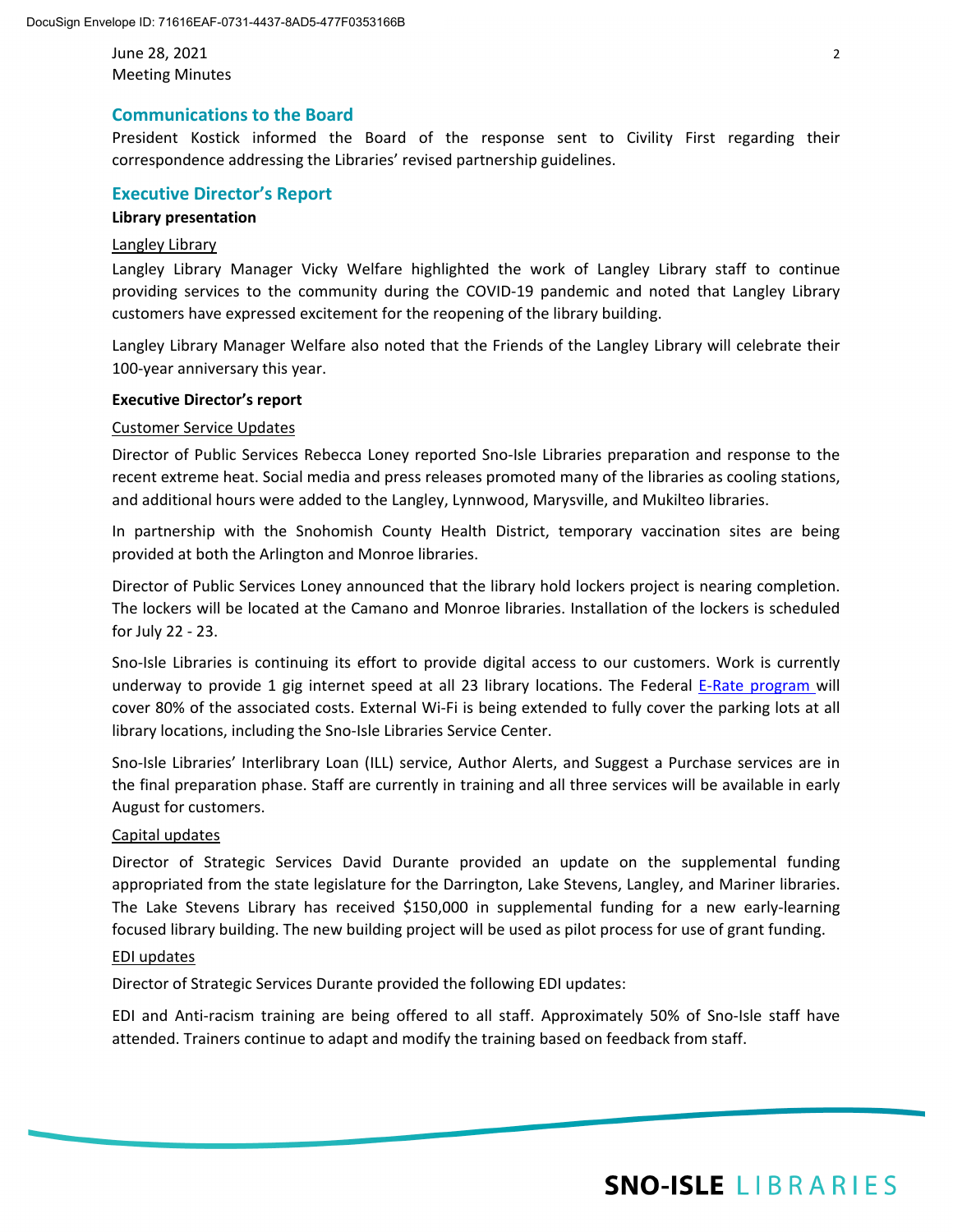## Communications to the Board

President Kostick informed the Board of the response sent to Civility First regarding their correspondence addressing the Libraries' revised partnership guidelines.

## Executive Director's Report

**Library presentation**

Langley Library

Langley Library Manager Vicky Welfare highlighted the work of Langley Library staff to continue providing services to the community during the COVID-19 pandemic and noted that Langley Library customers have expressed excitement for the reopening of the library building.

Langley Library Manager Welfare also noted that the Friends of the Langley Library will celebrate their 100-year anniversary this year.

**Executive Director's report**

Customer Service Updates

Director of Public Services Rebecca Loney reported Sno-Isle Libraries preparation and response to the recent extreme heat. Social media and press releases promoted many of the libraries as cooling stations, and additional hours were added to the Langley, Lynnwood, Marysville, and Mukilteo libraries.

In partnership with the Snohomish County Health District, temporary vaccination sites are being provided at both the Arlington and Monroe libraries.

Director of Public Services Loney announced that the library hold lockers project is nearing completion. The lockers will be located at the Camano and Monroe libraries. Installation of the lockers is scheduled for July 22 - 23.

Sno-Isle Libraries is continuing its effort to provide digital access to our customers. Work is currently underway to provide 1 gig internet speed at all 23 library locations. The Federal E-Rate program will cover 80% of the associated costs. External Wi-Fi is being extended to fully cover the parking lots at all library locations, including the Sno-Isle Libraries Service Center.

Sno-Isle Libraries' Interlibrary Loan (ILL) service, Author Alerts, and Suggest a Purchase services are in the final preparation phase. Staff are currently in training and all three services will be available in early August for customers.

Capital updates

Director of Strategic Services David Durante provided an update on the supplemental funding appropriated from the state legislature for the Darrington, Lake Stevens, Langley, and Mariner libraries. The Lake Stevens Library has received $150,000 in supplemental funding for a new early-learning focused library building. The new building project will be used as pilot process for use of grant funding.

EDI updates

Director of Strategic Services Durante provided the following EDI updates:

EDI and Anti-racism training are being offered to all staff. Approximately 50% of Sno-Isle staff have attended. Trainers continue to adapt and modify the training based on feedback from staff.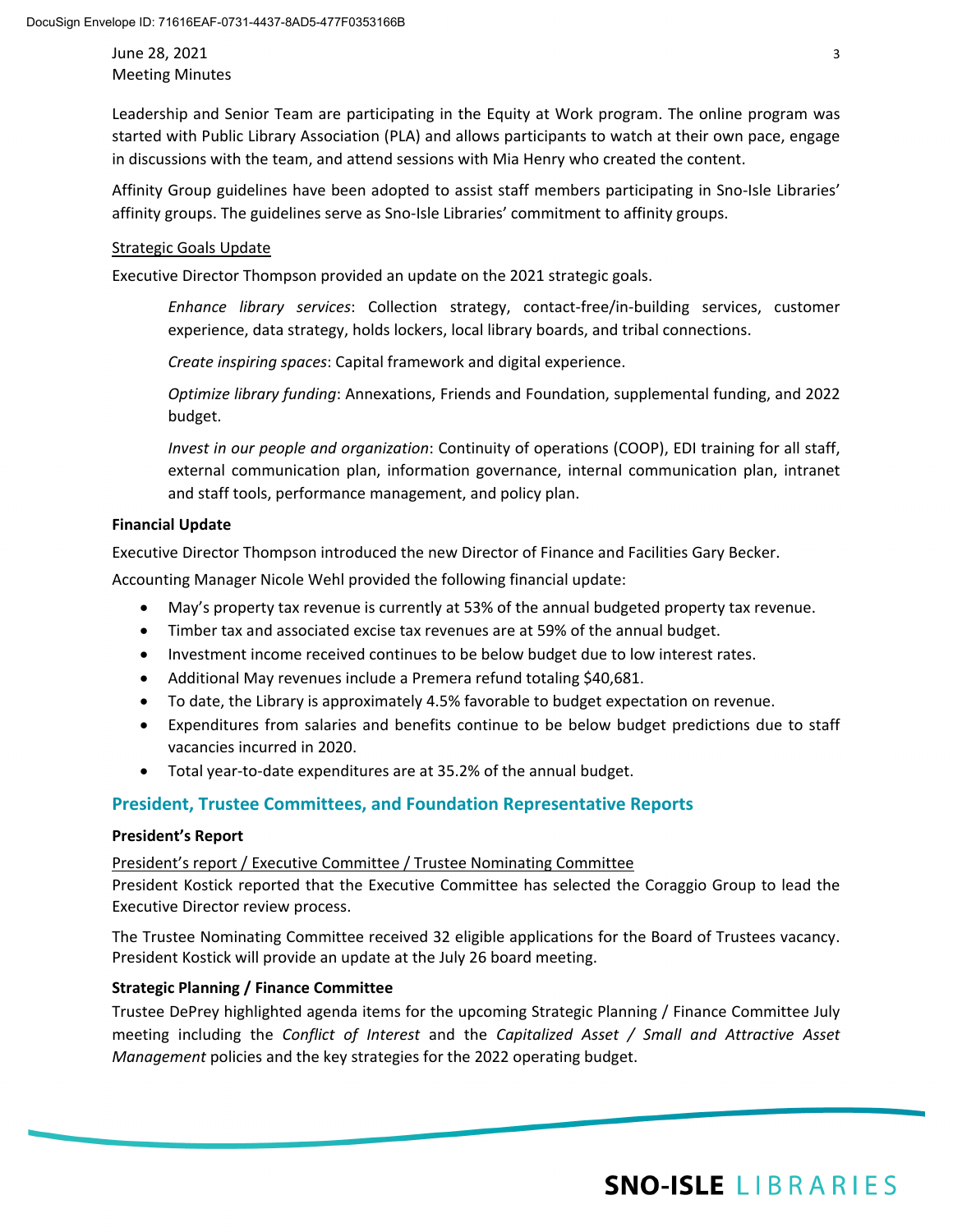Leadership and Senior Team are participating in the Equity at Work program. The online program was started with Public Library Association (PLA) and allows participants to watch at their own pace, engage in discussions with the team, and attend sessions with Mia Henry who created the content.

Affinity Group guidelines have been adopted to assist staff members participating in Sno-Isle Libraries' affinity groups. The guidelines serve as Sno-Isle Libraries' commitment to affinity groups.

Strategic Goals Update

Executive Director Thompson provided an update on the 2021 strategic goals.

*Enhance library services*: Collection strategy, contact-free/in-building services, customer experience, data strategy, holds lockers, local library boards, and tribal connections.

*Create inspiring spaces*: Capital framework and digital experience.

*Optimize library funding*: Annexations, Friends and Foundation, supplemental funding, and 2022 budget.

*Invest in our people and organization*: Continuity of operations (COOP), EDI training for all staff, external communication plan, information governance, internal communication plan, intranet and staff tools, performance management, and policy plan.

**Financial Update**

Executive Director Thompson introduced the new Director of Finance and Facilities Gary Becker.

Accounting Manager Nicole Wehl provided the following financial update:

- May's property tax revenue is currently at 53% of the annual budgeted property tax revenue.
- Timber tax and associated excise tax revenues are at 59% of the annual budget.
- Investment income received continues to be below budget due to low interest rates.
- Additional May revenues include a Premera refund totaling $40,681.
- To date, the Library is approximately 4.5% favorable to budget expectation on revenue.
- Expenditures from salaries and benefits continue to be below budget predictions due to staff vacancies incurred in 2020.
- Total year-to-date expenditures are at 35.2% of the annual budget.

## President, Trustee Committees, and Foundation Representative Reports

**President's Report**

President's report / Executive Committee / Trustee Nominating Committee

President Kostick reported that the Executive Committee has selected the Coraggio Group to lead the Executive Director review process.

The Trustee Nominating Committee received 32 eligible applications for the Board of Trustees vacancy. President Kostick will provide an update at the July 26 board meeting.

**Strategic Planning / Finance Committee**

Trustee DePrey highlighted agenda items for the upcoming Strategic Planning / Finance Committee July meeting including the *Conflict of Interest* and the *Capitalized Asset / Small and Attractive Asset Management* policies and the key strategies for the 2022 operating budget.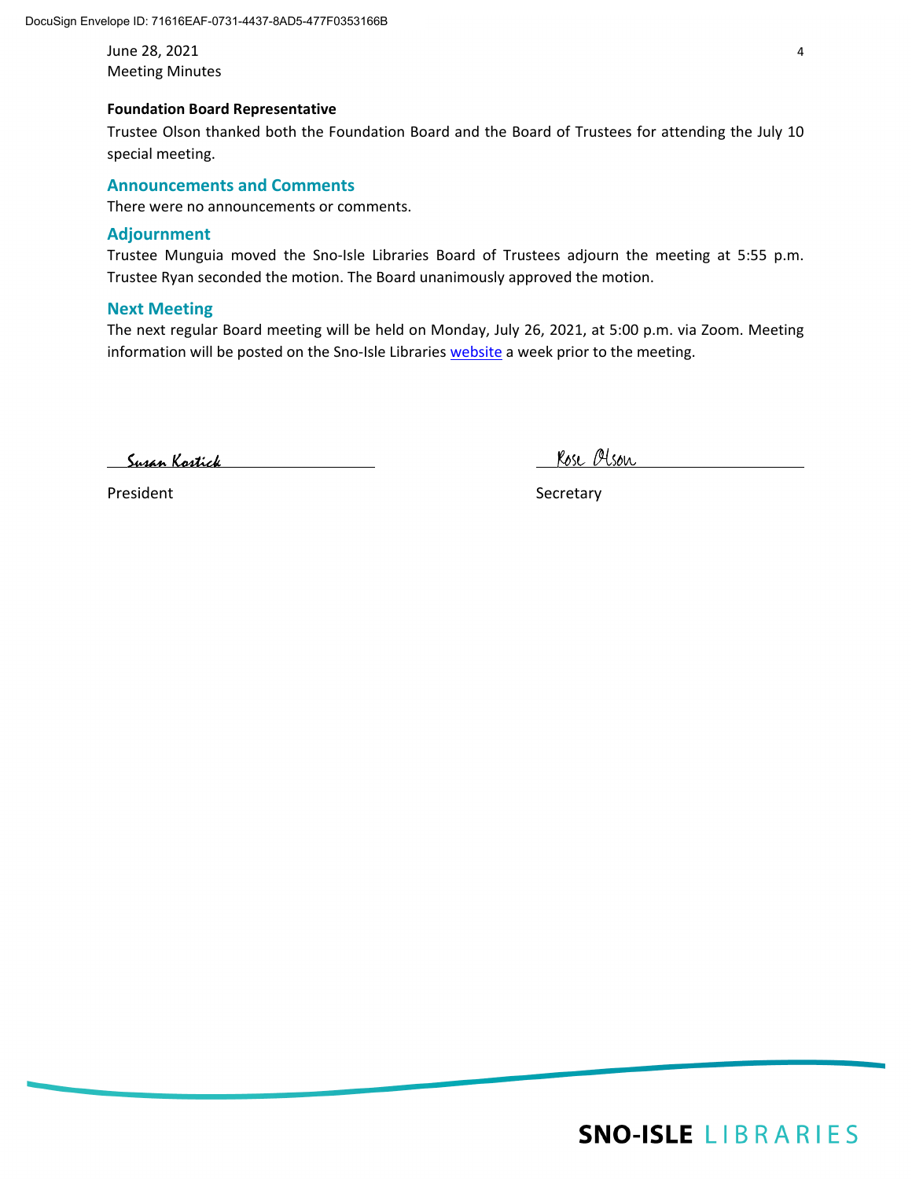**Foundation Board Representative**

Trustee Olson thanked both the Foundation Board and the Board of Trustees for attending the July 10 special meeting.

## Announcements and Comments

There were no announcements or comments.

## Adjournment

Trustee Munguia moved the Sno-Isle Libraries Board of Trustees adjourn the meeting at 5:55 p.m. Trustee Ryan seconded the motion. The Board unanimously approved the motion.

## Next Meeting

The next regular Board meeting will be held on Monday, July 26, 2021, at 5:00 p.m. via Zoom. Meeting information will be posted on the Sno-Isle Libraries website a week prior to the meeting.

Susan Kostick
President

Rose Olson
Secretary

SNO-ISLE LIBRARIES